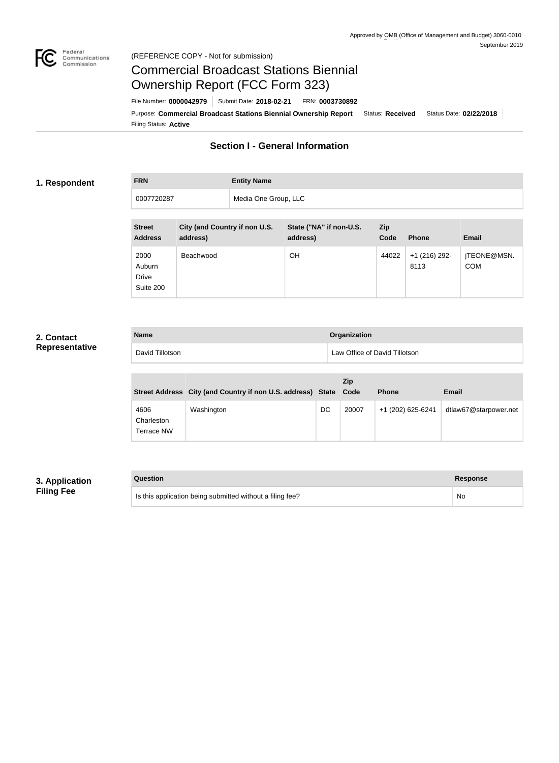Approved by OMB (Office of Management and Budget) 3060-0010
September 2019

(REFERENCE COPY - Not for submission)

# Commercial Broadcast Stations Biennial Ownership Report (FCC Form 323)

File Number: **0000042979** | Submit Date: **2018-02-21** | FRN: **0003730892**

Purpose: **Commercial Broadcast Stations Biennial Ownership Report** | Status: **Received** | Status Date: **02/22/2018**

Filing Status: **Active**

## Section I - General Information

### 1. Respondent

| FRN | Entity Name |
|---|---|
| 0007720287 | Media One Group, LLC |

| Street Address | City (and Country if non U.S. address) | State ("NA" if non-U.S. address) | Zip Code | Phone | Email |
|---|---|---|---|---|---|
| 2000 Auburn Drive Suite 200 | Beachwood | OH | 44022 | +1 (216) 292-8113 | jTEONE@MSN.COM |

### 2. Contact Representative

| Name | Organization |
|---|---|
| David Tillotson | Law Office of David Tillotson |

| Street Address | City (and Country if non U.S. address) | State | Zip Code | Phone | Email |
|---|---|---|---|---|---|
| 4606 Charleston Terrace NW | Washington | DC | 20007 | +1 (202) 625-6241 | dtlaw67@starpower.net |

### 3. Application Filing Fee

| Question | Response |
|---|---|
| Is this application being submitted without a filing fee? | No |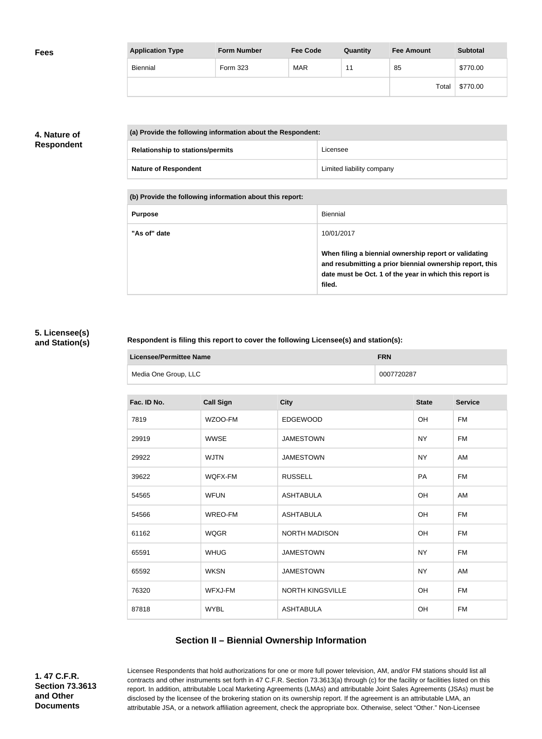**Fees**

| Application Type | Form Number | Fee Code | Quantity | Fee Amount | Subtotal |
|---|---|---|---|---|---|
| Biennial | Form 323 | MAR | 11 | 85 | $770.00 |
| | | | | Total | $770.00 |

**4. Nature of Respondent**

| (a) Provide the following information about the Respondent: | |
|---|---|
| **Relationship to stations/permits** | Licensee |
| **Nature of Respondent** | Limited liability company |

| (b) Provide the following information about this report: | |
|---|---|
| **Purpose** | Biennial |
| **"As of" date** | 10/01/2017<br><br>**When filing a biennial ownership report or validating and resubmitting a prior biennial ownership report, this date must be Oct. 1 of the year in which this report is filed.** |

**5. Licensee(s) and Station(s)**

**Respondent is filing this report to cover the following Licensee(s) and station(s):**

| Licensee/Permittee Name | FRN |
|---|---|
| Media One Group, LLC | 0007720287 |

| Fac. ID No. | Call Sign | City | State | Service |
|---|---|---|---|---|
| 7819 | WZOO-FM | EDGEWOOD | OH | FM |
| 29919 | WWSE | JAMESTOWN | NY | FM |
| 29922 | WJTN | JAMESTOWN | NY | AM |
| 39622 | WQFX-FM | RUSSELL | PA | FM |
| 54565 | WFUN | ASHTABULA | OH | AM |
| 54566 | WREO-FM | ASHTABULA | OH | FM |
| 61162 | WQGR | NORTH MADISON | OH | FM |
| 65591 | WHUG | JAMESTOWN | NY | FM |
| 65592 | WKSN | JAMESTOWN | NY | AM |
| 76320 | WFXJ-FM | NORTH KINGSVILLE | OH | FM |
| 87818 | WYBL | ASHTABULA | OH | FM |

## Section II – Biennial Ownership Information

**1. 47 C.F.R. Section 73.3613 and Other Documents**

Licensee Respondents that hold authorizations for one or more full power television, AM, and/or FM stations should list all contracts and other instruments set forth in 47 C.F.R. Section 73.3613(a) through (c) for the facility or facilities listed on this report. In addition, attributable Local Marketing Agreements (LMAs) and attributable Joint Sales Agreements (JSAs) must be disclosed by the licensee of the brokering station on its ownership report. If the agreement is an attributable LMA, an attributable JSA, or a network affiliation agreement, check the appropriate box. Otherwise, select "Other." Non-Licensee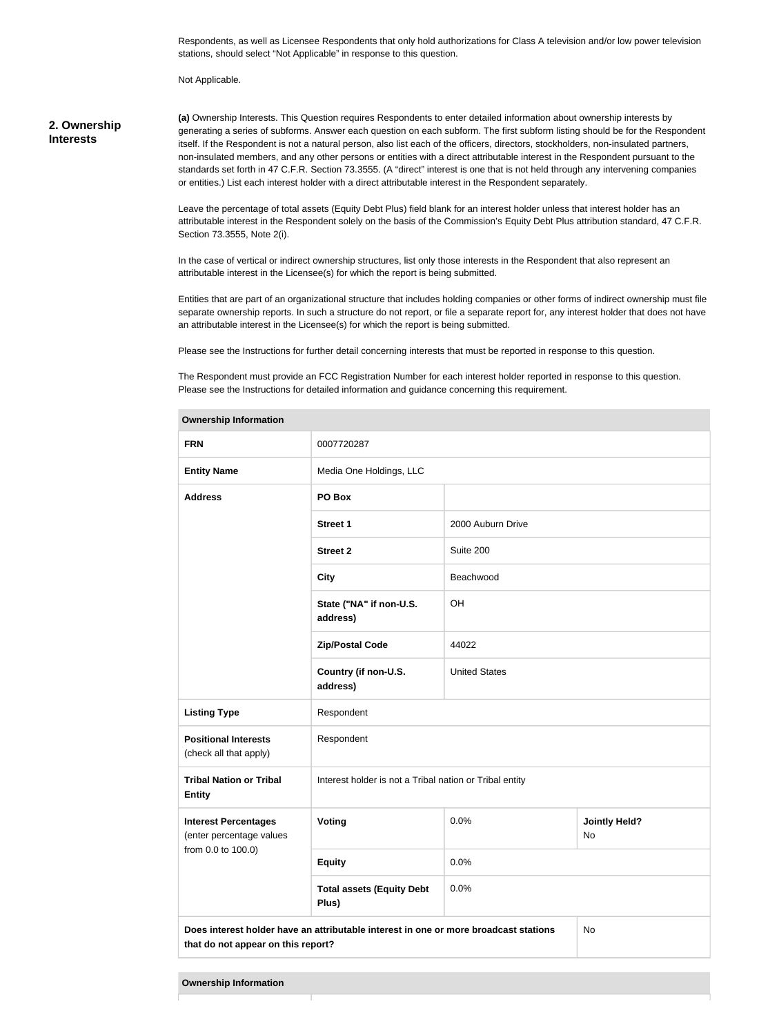Respondents, as well as Licensee Respondents that only hold authorizations for Class A television and/or low power television stations, should select "Not Applicable" in response to this question.

Not Applicable.

## 2. Ownership Interests

**(a)** Ownership Interests. This Question requires Respondents to enter detailed information about ownership interests by generating a series of subforms. Answer each question on each subform. The first subform listing should be for the Respondent itself. If the Respondent is not a natural person, also list each of the officers, directors, stockholders, non-insulated partners, non-insulated members, and any other persons or entities with a direct attributable interest in the Respondent pursuant to the standards set forth in 47 C.F.R. Section 73.3555. (A "direct" interest is one that is not held through any intervening companies or entities.) List each interest holder with a direct attributable interest in the Respondent separately.

Leave the percentage of total assets (Equity Debt Plus) field blank for an interest holder unless that interest holder has an attributable interest in the Respondent solely on the basis of the Commission's Equity Debt Plus attribution standard, 47 C.F.R. Section 73.3555, Note 2(i).

In the case of vertical or indirect ownership structures, list only those interests in the Respondent that also represent an attributable interest in the Licensee(s) for which the report is being submitted.

Entities that are part of an organizational structure that includes holding companies or other forms of indirect ownership must file separate ownership reports. In such a structure do not report, or file a separate report for, any interest holder that does not have an attributable interest in the Licensee(s) for which the report is being submitted.

Please see the Instructions for further detail concerning interests that must be reported in response to this question.

The Respondent must provide an FCC Registration Number for each interest holder reported in response to this question. Please see the Instructions for detailed information and guidance concerning this requirement.

| Ownership Information | | | |
|---|---|---|---|
| **FRN** | 0007720287 | | |
| **Entity Name** | Media One Holdings, LLC | | |
| **Address** | **PO Box** | | |
| | **Street 1** | 2000 Auburn Drive | |
| | **Street 2** | Suite 200 | |
| | **City** | Beachwood | |
| | **State ("NA" if non-U.S. address)** | OH | |
| | **Zip/Postal Code** | 44022 | |
| | **Country (if non-U.S. address)** | United States | |
| **Listing Type** | Respondent | | |
| **Positional Interests** (check all that apply) | Respondent | | |
| **Tribal Nation or Tribal Entity** | Interest holder is not a Tribal nation or Tribal entity | | |
| **Interest Percentages** (enter percentage values from 0.0 to 100.0) | **Voting** | 0.0% | **Jointly Held?** No |
| | **Equity** | 0.0% | |
| | **Total assets (Equity Debt Plus)** | 0.0% | |
| **Does interest holder have an attributable interest in one or more broadcast stations that do not appear on this report?** | | | No |

| Ownership Information |
|---|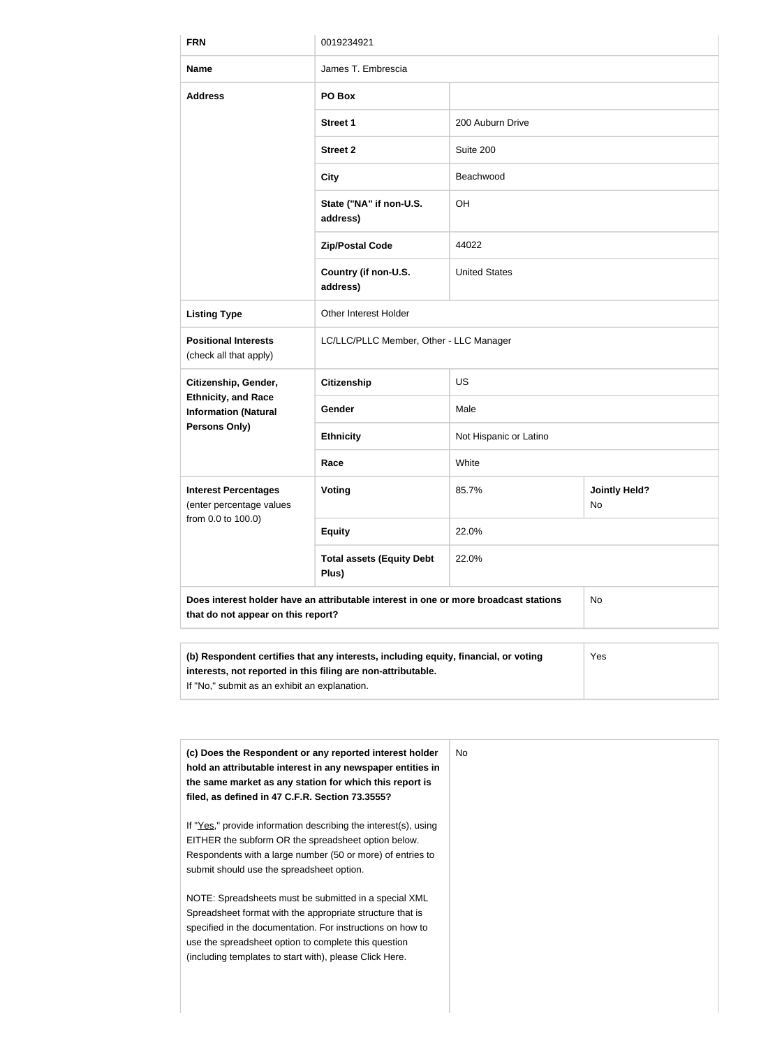| | | | |
|---|---|---|---|
| **FRN** | 0019234921 | | |
| **Name** | James T. Embrescia | | |
| **Address** | **PO Box** | | |
| | **Street 1** | 200 Auburn Drive | |
| | **Street 2** | Suite 200 | |
| | **City** | Beachwood | |
| | **State ("NA" if non-U.S. address)** | OH | |
| | **Zip/Postal Code** | 44022 | |
| | **Country (if non-U.S. address)** | United States | |
| **Listing Type** | Other Interest Holder | | |
| **Positional Interests** (check all that apply) | LC/LLC/PLLC Member, Other - LLC Manager | | |
| **Citizenship, Gender, Ethnicity, and Race Information (Natural Persons Only)** | **Citizenship** | US | |
| | **Gender** | Male | |
| | **Ethnicity** | Not Hispanic or Latino | |
| | **Race** | White | |
| **Interest Percentages** (enter percentage values from 0.0 to 100.0) | **Voting** | 85.7% | **Jointly Held?** No |
| | **Equity** | 22.0% | |
| | **Total assets (Equity Debt Plus)** | 22.0% | |
| **Does interest holder have an attributable interest in one or more broadcast stations that do not appear on this report?** | | | No |

| | |
|---|---|
| **(b) Respondent certifies that any interests, including equity, financial, or voting interests, not reported in this filing are non-attributable.** If "No," submit as an exhibit an explanation. | Yes |

| | |
|---|---|
| **(c) Does the Respondent or any reported interest holder hold an attributable interest in any newspaper entities in the same market as any station for which this report is filed, as defined in 47 C.F.R. Section 73.3555?**<br><br>If "Yes," provide information describing the interest(s), using EITHER the subform OR the spreadsheet option below. Respondents with a large number (50 or more) of entries to submit should use the spreadsheet option.<br><br>NOTE: Spreadsheets must be submitted in a special XML Spreadsheet format with the appropriate structure that is specified in the documentation. For instructions on how to use the spreadsheet option to complete this question (including templates to start with), please Click Here. | No |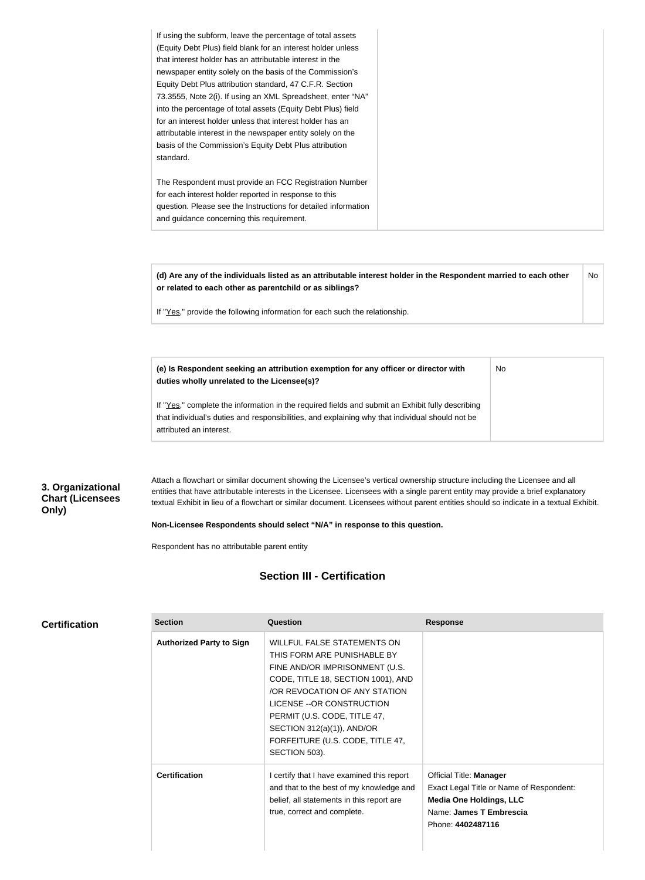| | |
|---|---|
| If using the subform, leave the percentage of total assets (Equity Debt Plus) field blank for an interest holder unless that interest holder has an attributable interest in the newspaper entity solely on the basis of the Commission's Equity Debt Plus attribution standard, 47 C.F.R. Section 73.3555, Note 2(i). If using an XML Spreadsheet, enter "NA" into the percentage of total assets (Equity Debt Plus) field for an interest holder unless that interest holder has an attributable interest in the newspaper entity solely on the basis of the Commission's Equity Debt Plus attribution standard.<br><br>The Respondent must provide an FCC Registration Number for each interest holder reported in response to this question. Please see the Instructions for detailed information and guidance concerning this requirement. | |

| | |
|---|---|
| **(d) Are any of the individuals listed as an attributable interest holder in the Respondent married to each other or related to each other as parentchild or as siblings?**<br><br>If "Yes," provide the following information for each such the relationship. | No |

| | |
|---|---|
| **(e) Is Respondent seeking an attribution exemption for any officer or director with duties wholly unrelated to the Licensee(s)?**<br><br>If "Yes," complete the information in the required fields and submit an Exhibit fully describing that individual's duties and responsibilities, and explaining why that individual should not be attributed an interest. | No |

**3. Organizational Chart (Licensees Only)**

Attach a flowchart or similar document showing the Licensee's vertical ownership structure including the Licensee and all entities that have attributable interests in the Licensee. Licensees with a single parent entity may provide a brief explanatory textual Exhibit in lieu of a flowchart or similar document. Licensees without parent entities should so indicate in a textual Exhibit.

**Non-Licensee Respondents should select "N/A" in response to this question.**

Respondent has no attributable parent entity

## Section III - Certification

**Certification**

| Section | Question | Response |
|---|---|---|
| **Authorized Party to Sign** | WILLFUL FALSE STATEMENTS ON THIS FORM ARE PUNISHABLE BY FINE AND/OR IMPRISONMENT (U.S. CODE, TITLE 18, SECTION 1001), AND /OR REVOCATION OF ANY STATION LICENSE --OR CONSTRUCTION PERMIT (U.S. CODE, TITLE 47, SECTION 312(a)(1)), AND/OR FORFEITURE (U.S. CODE, TITLE 47, SECTION 503). | |
| **Certification** | I certify that I have examined this report and that to the best of my knowledge and belief, all statements in this report are true, correct and complete. | Official Title: **Manager**<br>Exact Legal Title or Name of Respondent: **Media One Holdings, LLC**<br>Name: **James T Embrescia**<br>Phone: **4402487116** |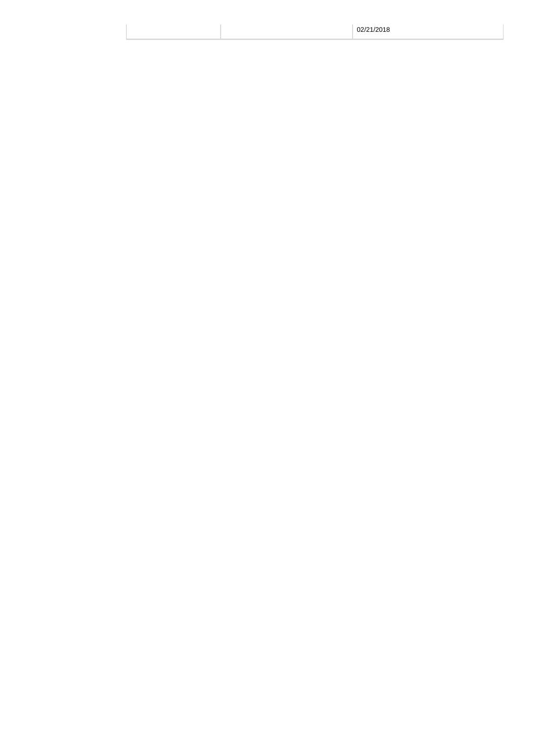| | | |
|---|---|---|
| | | 02/21/2018 |